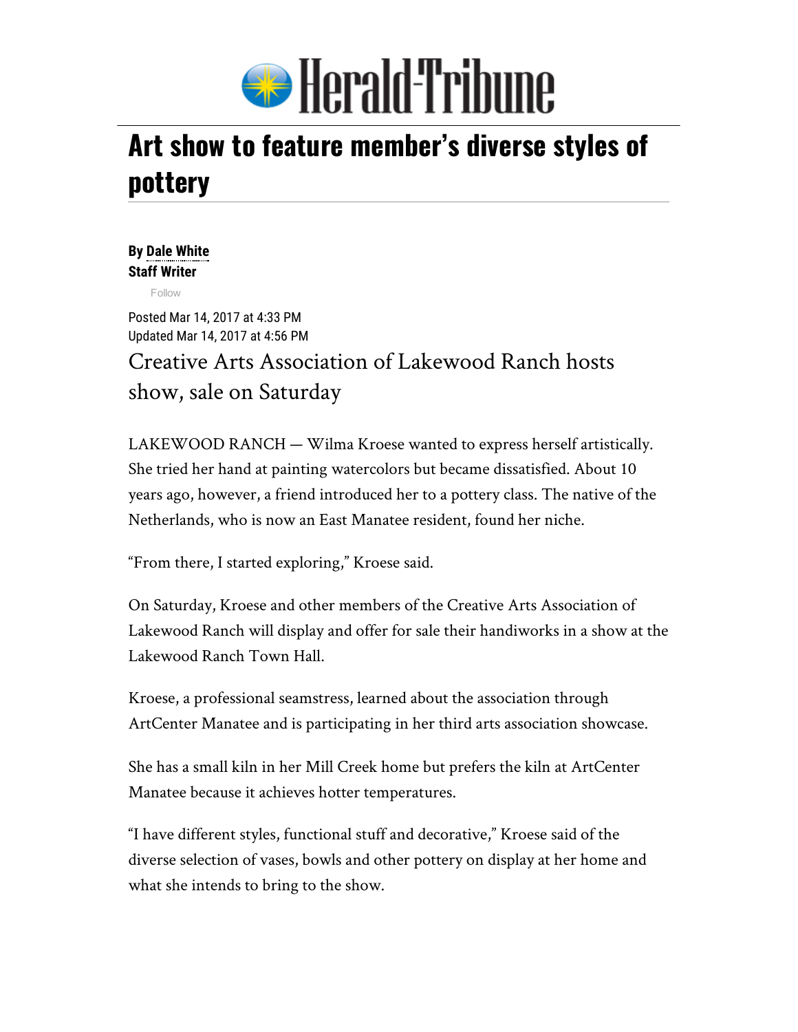Herald-Tribune

# Art show to feature member's diverse styles of pottery

**By Dale White**
**Staff Writer**

Follow

Posted Mar 14, 2017 at 4:33 PM
Updated Mar 14, 2017 at 4:56 PM

## Creative Arts Association of Lakewood Ranch hosts show, sale on Saturday

LAKEWOOD RANCH — Wilma Kroese wanted to express herself artistically. She tried her hand at painting watercolors but became dissatisfied. About 10 years ago, however, a friend introduced her to a pottery class. The native of the Netherlands, who is now an East Manatee resident, found her niche.

"From there, I started exploring," Kroese said.

On Saturday, Kroese and other members of the Creative Arts Association of Lakewood Ranch will display and offer for sale their handiworks in a show at the Lakewood Ranch Town Hall.

Kroese, a professional seamstress, learned about the association through ArtCenter Manatee and is participating in her third arts association showcase.

She has a small kiln in her Mill Creek home but prefers the kiln at ArtCenter Manatee because it achieves hotter temperatures.

"I have different styles, functional stuff and decorative," Kroese said of the diverse selection of vases, bowls and other pottery on display at her home and what she intends to bring to the show.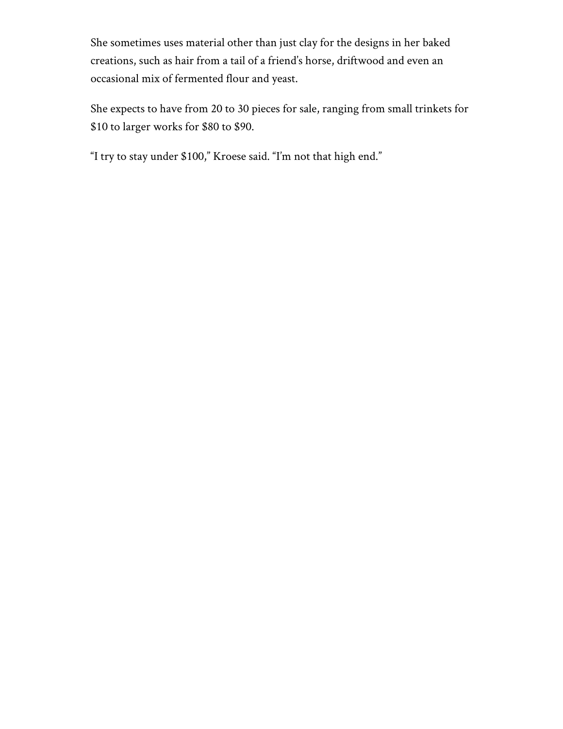She sometimes uses material other than just clay for the designs in her baked creations, such as hair from a tail of a friend's horse, driftwood and even an occasional mix of fermented flour and yeast.

She expects to have from 20 to 30 pieces for sale, ranging from small trinkets for $10 to larger works for $80 to $90.

"I try to stay under $100," Kroese said. "I'm not that high end."